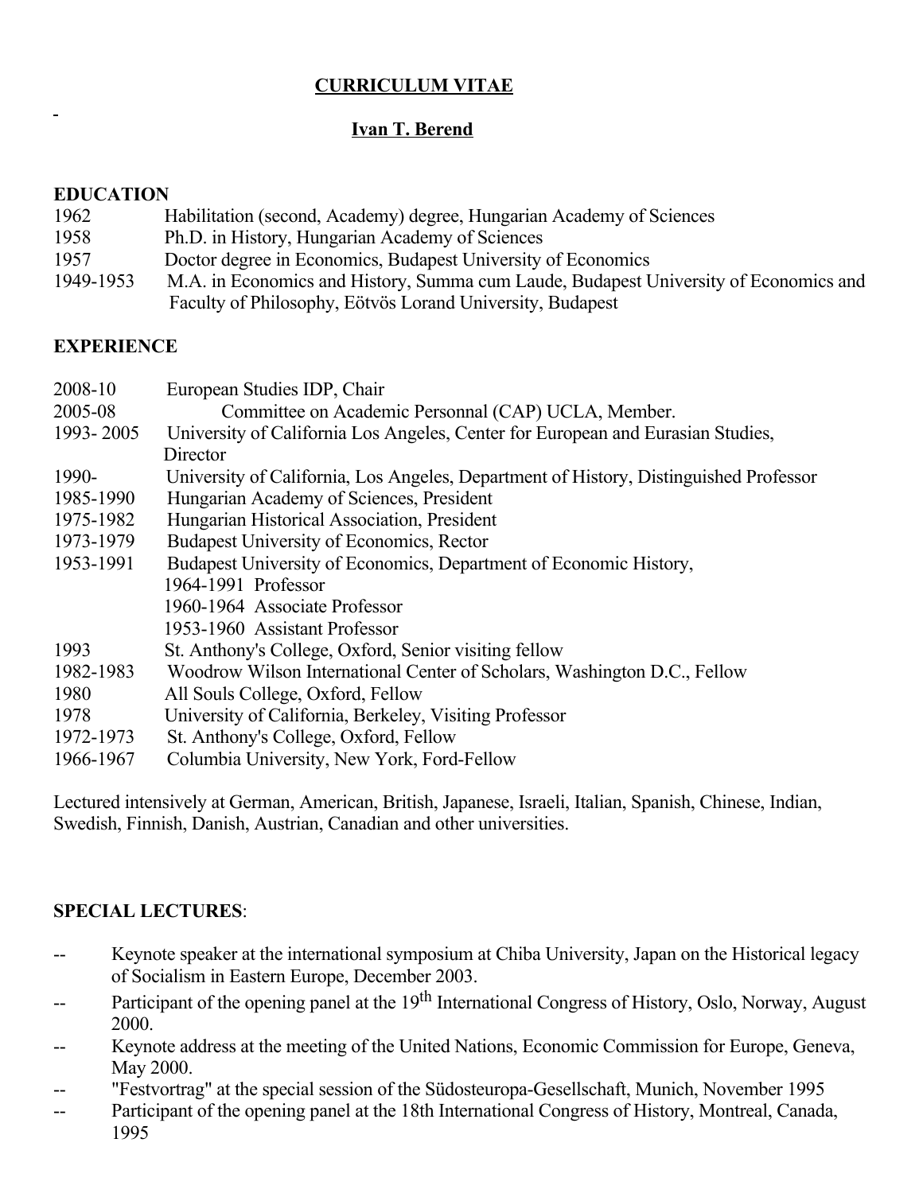# CURRICULUM VITAE

## Ivan T. Berend

### EDUCATION

1962 Habilitation (second, Academy) degree, Hungarian Academy of Sciences
1958 Ph.D. in History, Hungarian Academy of Sciences
1957 Doctor degree in Economics, Budapest University of Economics
1949-1953 M.A. in Economics and History, Summa cum Laude, Budapest University of Economics and Faculty of Philosophy, Eötvös Lorand University, Budapest

### EXPERIENCE

2008-10 European Studies IDP, Chair
2005-08 Committee on Academic Personnal (CAP) UCLA, Member.
1993- 2005 University of California Los Angeles, Center for European and Eurasian Studies, Director
1990- University of California, Los Angeles, Department of History, Distinguished Professor
1985-1990 Hungarian Academy of Sciences, President
1975-1982 Hungarian Historical Association, President
1973-1979 Budapest University of Economics, Rector
1953-1991 Budapest University of Economics, Department of Economic History,
1964-1991 Professor
1960-1964 Associate Professor
1953-1960 Assistant Professor
1993 St. Anthony's College, Oxford, Senior visiting fellow
1982-1983 Woodrow Wilson International Center of Scholars, Washington D.C., Fellow
1980 All Souls College, Oxford, Fellow
1978 University of California, Berkeley, Visiting Professor
1972-1973 St. Anthony's College, Oxford, Fellow
1966-1967 Columbia University, New York, Ford-Fellow

Lectured intensively at German, American, British, Japanese, Israeli, Italian, Spanish, Chinese, Indian, Swedish, Finnish, Danish, Austrian, Canadian and other universities.

### SPECIAL LECTURES:

- Keynote speaker at the international symposium at Chiba University, Japan on the Historical legacy of Socialism in Eastern Europe, December 2003.
- Participant of the opening panel at the 19th International Congress of History, Oslo, Norway, August 2000.
- Keynote address at the meeting of the United Nations, Economic Commission for Europe, Geneva, May 2000.
- "Festvortrag" at the special session of the Südosteuropa-Gesellschaft, Munich, November 1995
- Participant of the opening panel at the 18th International Congress of History, Montreal, Canada, 1995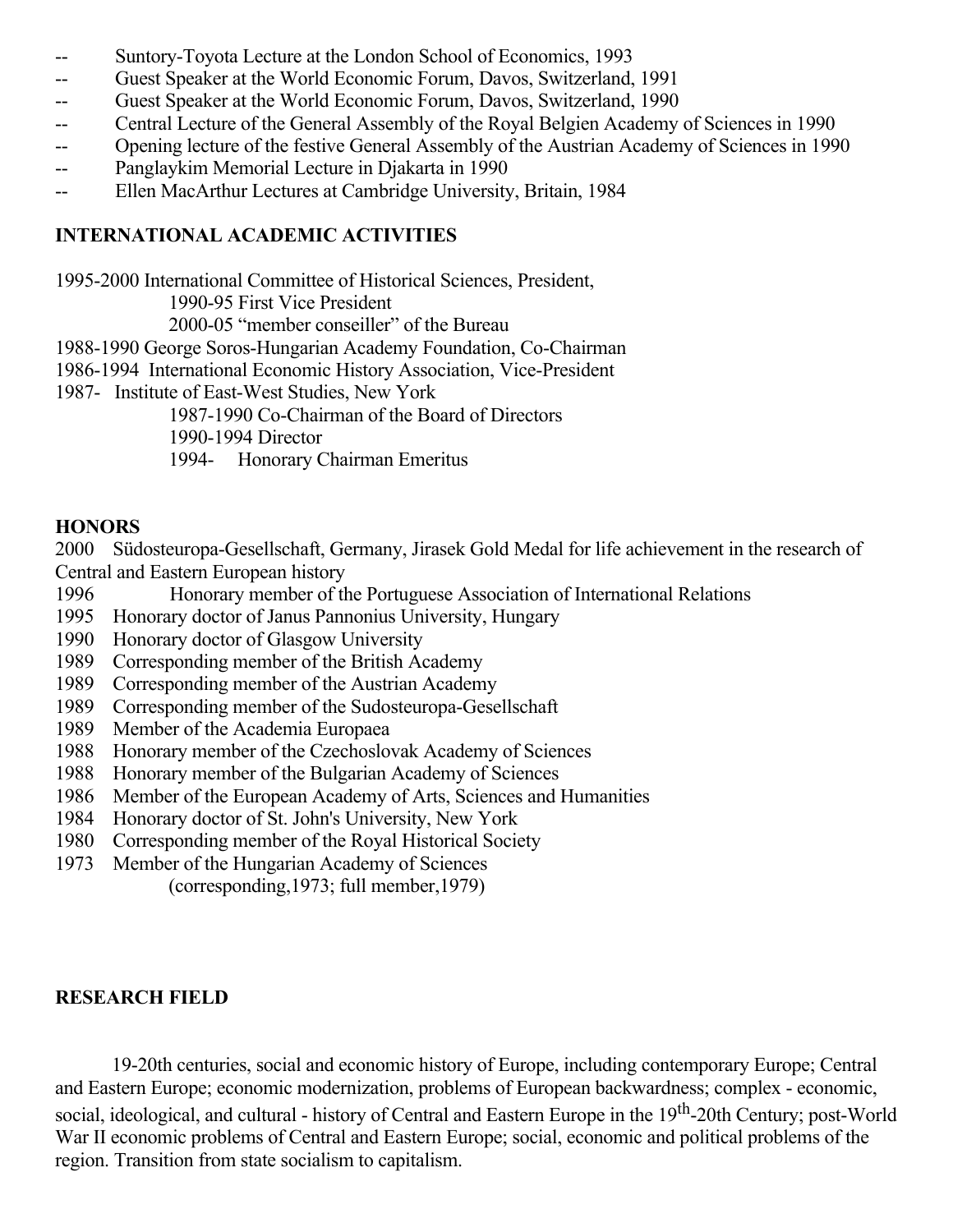- -- Suntory-Toyota Lecture at the London School of Economics, 1993
- -- Guest Speaker at the World Economic Forum, Davos, Switzerland, 1991
- -- Guest Speaker at the World Economic Forum, Davos, Switzerland, 1990
- -- Central Lecture of the General Assembly of the Royal Belgien Academy of Sciences in 1990
- -- Opening lecture of the festive General Assembly of the Austrian Academy of Sciences in 1990
- -- Panglaykim Memorial Lecture in Djakarta in 1990
- -- Ellen MacArthur Lectures at Cambridge University, Britain, 1984

**INTERNATIONAL ACADEMIC ACTIVITIES**

1995-2000 International Committee of Historical Sciences, President,
 1990-95 First Vice President
 2000-05 “member conseiller” of the Bureau
1988-1990 George Soros-Hungarian Academy Foundation, Co-Chairman
1986-1994 International Economic History Association, Vice-President
1987- Institute of East-West Studies, New York
 1987-1990 Co-Chairman of the Board of Directors
 1990-1994 Director
 1994- Honorary Chairman Emeritus

**HONORS**

2000 Südosteuropa-Gesellschaft, Germany, Jirasek Gold Medal for life achievement in the research of Central and Eastern European history
1996 Honorary member of the Portuguese Association of International Relations
1995 Honorary doctor of Janus Pannonius University, Hungary
1990 Honorary doctor of Glasgow University
1989 Corresponding member of the British Academy
1989 Corresponding member of the Austrian Academy
1989 Corresponding member of the Sudosteuropa-Gesellschaft
1989 Member of the Academia Europaea
1988 Honorary member of the Czechoslovak Academy of Sciences
1988 Honorary member of the Bulgarian Academy of Sciences
1986 Member of the European Academy of Arts, Sciences and Humanities
1984 Honorary doctor of St. John's University, New York
1980 Corresponding member of the Royal Historical Society
1973 Member of the Hungarian Academy of Sciences
 (corresponding,1973; full member,1979)

**RESEARCH FIELD**

19-20th centuries, social and economic history of Europe, including contemporary Europe; Central and Eastern Europe; economic modernization, problems of European backwardness; complex - economic, social, ideological, and cultural - history of Central and Eastern Europe in the 19th-20th Century; post-World War II economic problems of Central and Eastern Europe; social, economic and political problems of the region. Transition from state socialism to capitalism.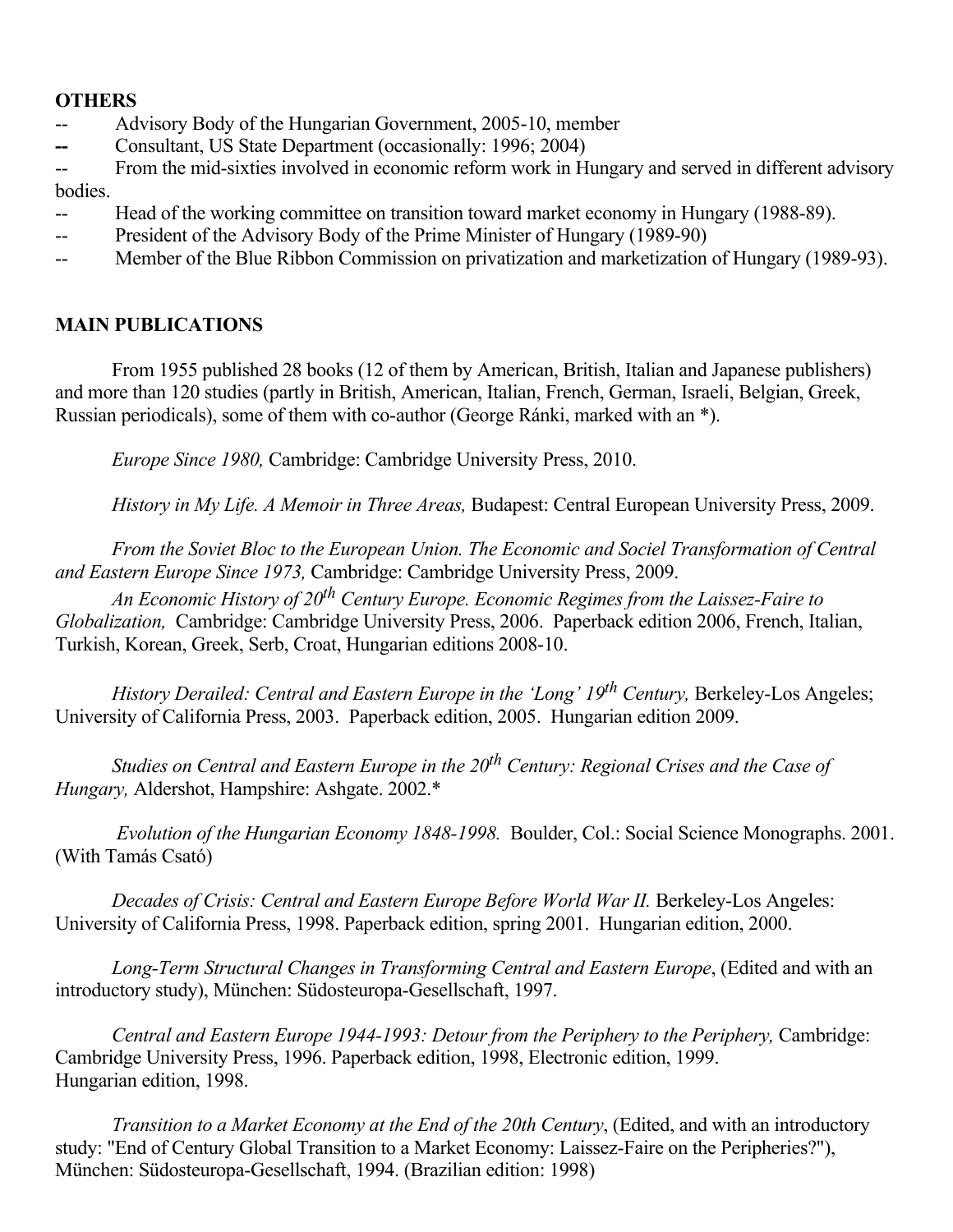**OTHERS**

- Advisory Body of the Hungarian Government, 2005-10, member
- Consultant, US State Department (occasionally: 1996; 2004)
- From the mid-sixties involved in economic reform work in Hungary and served in different advisory bodies.
- Head of the working committee on transition toward market economy in Hungary (1988-89).
- President of the Advisory Body of the Prime Minister of Hungary (1989-90)
- Member of the Blue Ribbon Commission on privatization and marketization of Hungary (1989-93).

**MAIN PUBLICATIONS**

From 1955 published 28 books (12 of them by American, British, Italian and Japanese publishers) and more than 120 studies (partly in British, American, Italian, French, German, Israeli, Belgian, Greek, Russian periodicals), some of them with co-author (George Ránki, marked with an *).

*Europe Since 1980,* Cambridge: Cambridge University Press, 2010.

*History in My Life. A Memoir in Three Areas,* Budapest: Central European University Press, 2009.

*From the Soviet Bloc to the European Union. The Economic and Sociel Transformation of Central and Eastern Europe Since 1973,* Cambridge: Cambridge University Press, 2009.

*An Economic History of 20th Century Europe. Economic Regimes from the Laissez-Faire to Globalization,* Cambridge: Cambridge University Press, 2006. Paperback edition 2006, French, Italian, Turkish, Korean, Greek, Serb, Croat, Hungarian editions 2008-10.

*History Derailed: Central and Eastern Europe in the 'Long' 19th Century,* Berkeley-Los Angeles; University of California Press, 2003. Paperback edition, 2005. Hungarian edition 2009.

*Studies on Central and Eastern Europe in the 20th Century: Regional Crises and the Case of Hungary,* Aldershot, Hampshire: Ashgate. 2002.*

*Evolution of the Hungarian Economy 1848-1998.* Boulder, Col.: Social Science Monographs. 2001. (With Tamás Csató)

*Decades of Crisis: Central and Eastern Europe Before World War II.* Berkeley-Los Angeles: University of California Press, 1998. Paperback edition, spring 2001. Hungarian edition, 2000.

*Long-Term Structural Changes in Transforming Central and Eastern Europe*, (Edited and with an introductory study), München: Südosteuropa-Gesellschaft, 1997.

*Central and Eastern Europe 1944-1993: Detour from the Periphery to the Periphery,* Cambridge: Cambridge University Press, 1996. Paperback edition, 1998, Electronic edition, 1999. Hungarian edition, 1998.

*Transition to a Market Economy at the End of the 20th Century*, (Edited, and with an introductory study: "End of Century Global Transition to a Market Economy: Laissez-Faire on the Peripheries?"), München: Südosteuropa-Gesellschaft, 1994. (Brazilian edition: 1998)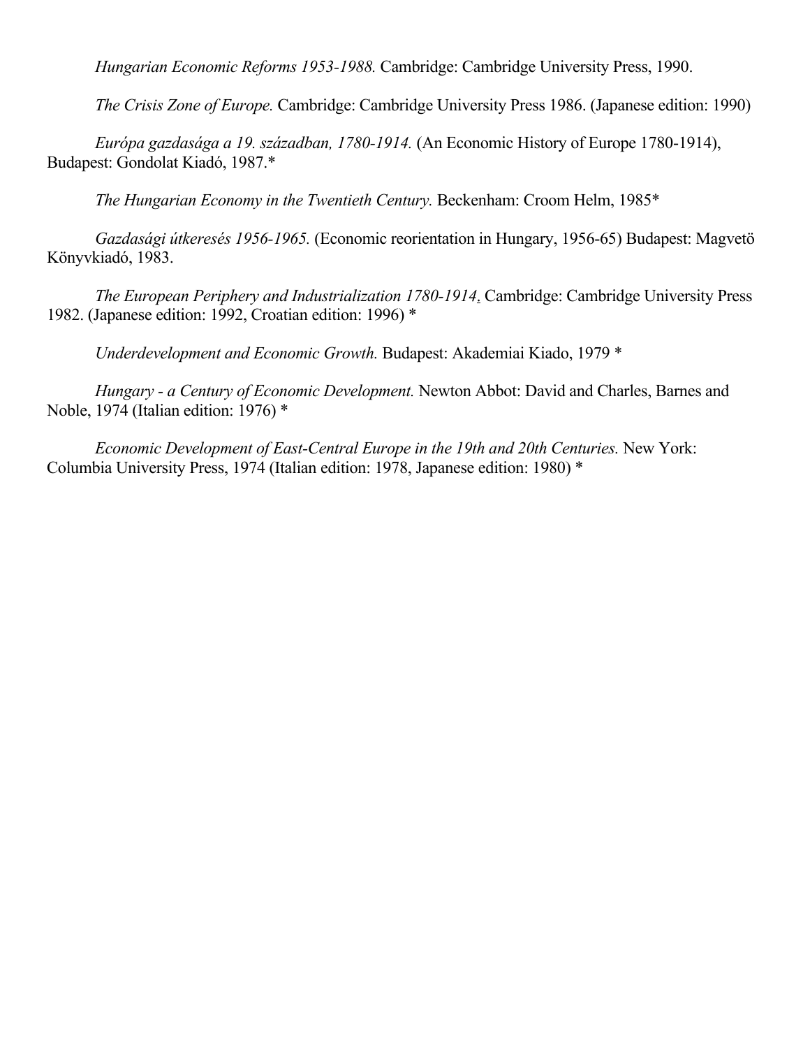*Hungarian Economic Reforms 1953-1988.* Cambridge: Cambridge University Press, 1990.

*The Crisis Zone of Europe.* Cambridge: Cambridge University Press 1986. (Japanese edition: 1990)

*Európa gazdasága a 19. században, 1780-1914.* (An Economic History of Europe 1780-1914), Budapest: Gondolat Kiadó, 1987.*

*The Hungarian Economy in the Twentieth Century.* Beckenham: Croom Helm, 1985*

*Gazdasági útkeresés 1956-1965.* (Economic reorientation in Hungary, 1956-65) Budapest: Magvetö Könyvkiadó, 1983.

*The European Periphery and Industrialization 1780-1914*, Cambridge: Cambridge University Press 1982. (Japanese edition: 1992, Croatian edition: 1996) *

*Underdevelopment and Economic Growth.* Budapest: Akademiai Kiado, 1979 *

*Hungary - a Century of Economic Development.* Newton Abbot: David and Charles, Barnes and Noble, 1974 (Italian edition: 1976) *

*Economic Development of East-Central Europe in the 19th and 20th Centuries.* New York: Columbia University Press, 1974 (Italian edition: 1978, Japanese edition: 1980) *